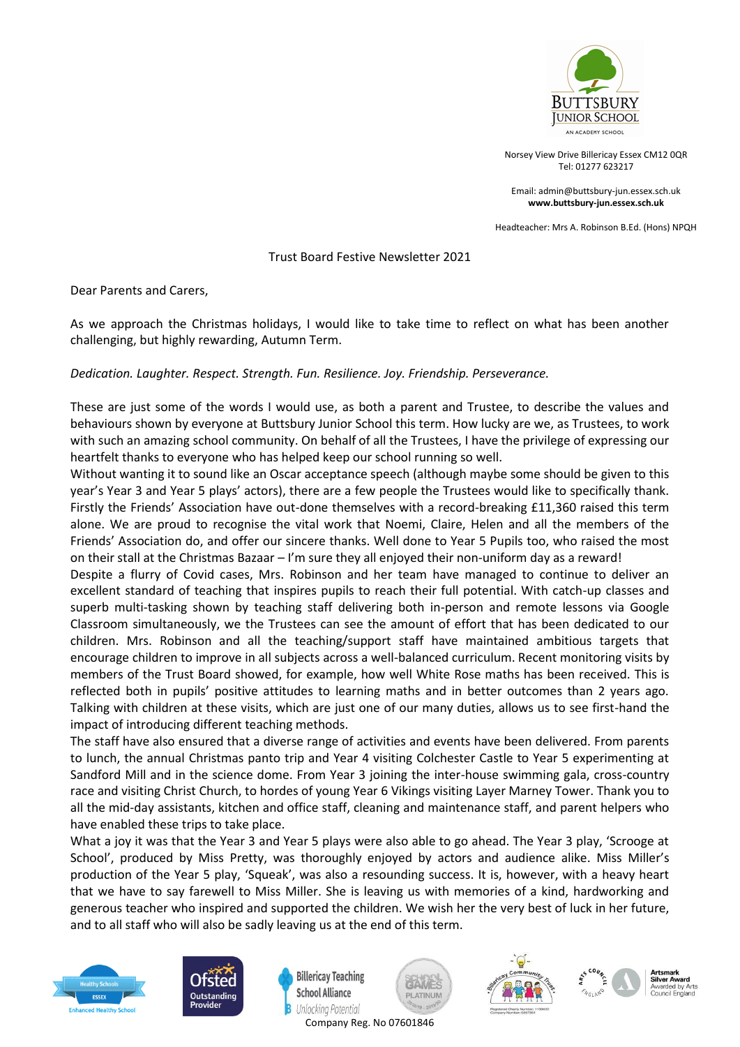BUTTSBURY JUNIOR SCHOOL
AN ACADEMY SCHOOL

Norsey View Drive Billericay Essex CM12 0QR
Tel: 01277 623217

Email: admin@buttsbury-jun.essex.sch.uk
**www.buttsbury-jun.essex.sch.uk**

Headteacher: Mrs A. Robinson B.Ed. (Hons) NPQH

Trust Board Festive Newsletter 2021

Dear Parents and Carers,

As we approach the Christmas holidays, I would like to take time to reflect on what has been another challenging, but highly rewarding, Autumn Term.

*Dedication. Laughter. Respect. Strength. Fun. Resilience. Joy. Friendship. Perseverance.*

These are just some of the words I would use, as both a parent and Trustee, to describe the values and behaviours shown by everyone at Buttsbury Junior School this term. How lucky are we, as Trustees, to work with such an amazing school community. On behalf of all the Trustees, I have the privilege of expressing our heartfelt thanks to everyone who has helped keep our school running so well.

Without wanting it to sound like an Oscar acceptance speech (although maybe some should be given to this year's Year 3 and Year 5 plays' actors), there are a few people the Trustees would like to specifically thank. Firstly the Friends' Association have out-done themselves with a record-breaking £11,360 raised this term alone. We are proud to recognise the vital work that Noemi, Claire, Helen and all the members of the Friends' Association do, and offer our sincere thanks. Well done to Year 5 Pupils too, who raised the most on their stall at the Christmas Bazaar – I'm sure they all enjoyed their non-uniform day as a reward!

Despite a flurry of Covid cases, Mrs. Robinson and her team have managed to continue to deliver an excellent standard of teaching that inspires pupils to reach their full potential. With catch-up classes and superb multi-tasking shown by teaching staff delivering both in-person and remote lessons via Google Classroom simultaneously, we the Trustees can see the amount of effort that has been dedicated to our children. Mrs. Robinson and all the teaching/support staff have maintained ambitious targets that encourage children to improve in all subjects across a well-balanced curriculum. Recent monitoring visits by members of the Trust Board showed, for example, how well White Rose maths has been received. This is reflected both in pupils' positive attitudes to learning maths and in better outcomes than 2 years ago. Talking with children at these visits, which are just one of our many duties, allows us to see first-hand the impact of introducing different teaching methods.

The staff have also ensured that a diverse range of activities and events have been delivered. From parents to lunch, the annual Christmas panto trip and Year 4 visiting Colchester Castle to Year 5 experimenting at Sandford Mill and in the science dome. From Year 3 joining the inter-house swimming gala, cross-country race and visiting Christ Church, to hordes of young Year 6 Vikings visiting Layer Marney Tower. Thank you to all the mid-day assistants, kitchen and office staff, cleaning and maintenance staff, and parent helpers who have enabled these trips to take place.

What a joy it was that the Year 3 and Year 5 plays were also able to go ahead. The Year 3 play, 'Scrooge at School', produced by Miss Pretty, was thoroughly enjoyed by actors and audience alike. Miss Miller's production of the Year 5 play, 'Squeak', was also a resounding success. It is, however, with a heavy heart that we have to say farewell to Miss Miller. She is leaving us with memories of a kind, hardworking and generous teacher who inspired and supported the children. We wish her the very best of luck in her future, and to all staff who will also be sadly leaving us at the end of this term.

Company Reg. No 07601846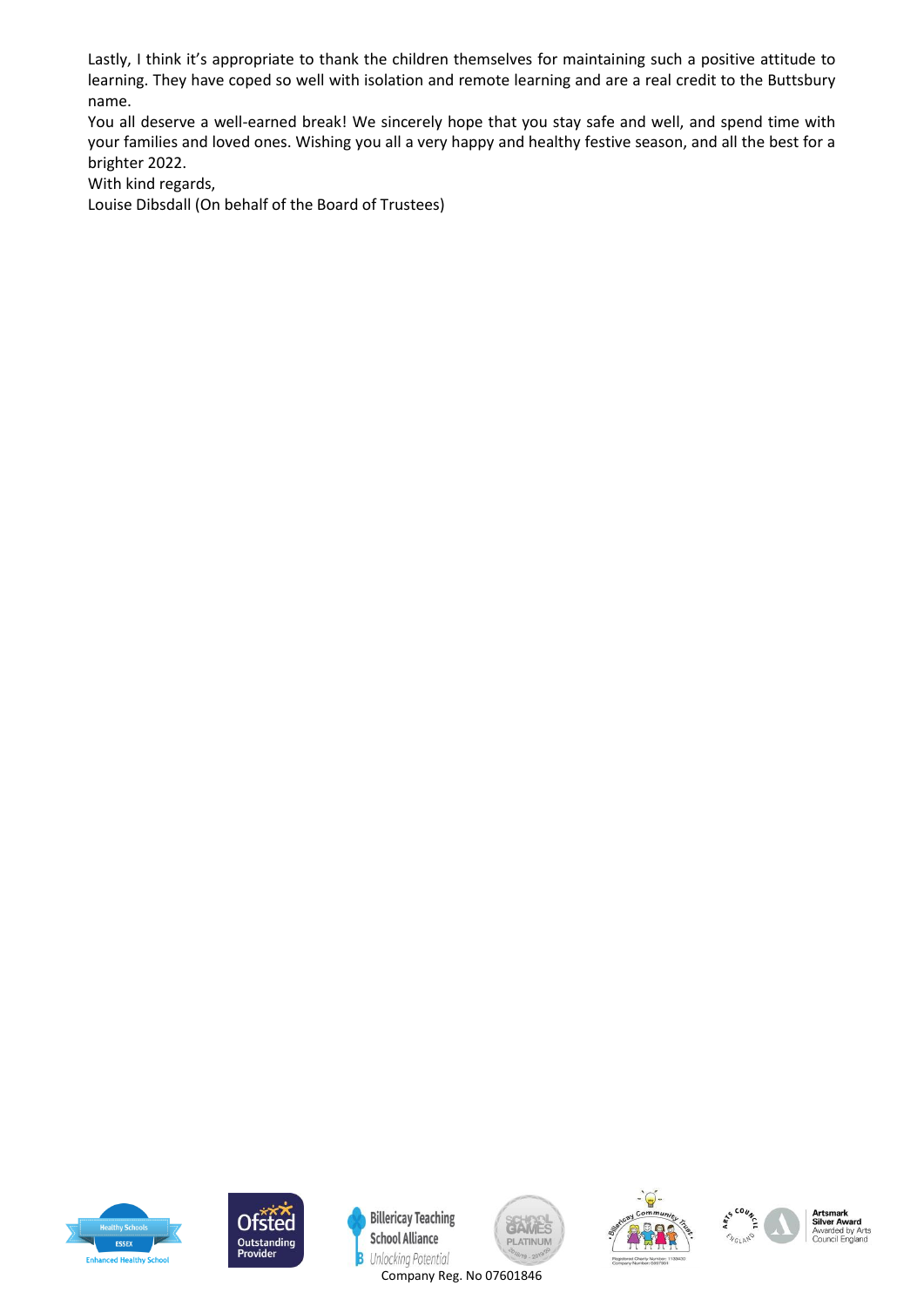Lastly, I think it's appropriate to thank the children themselves for maintaining such a positive attitude to learning. They have coped so well with isolation and remote learning and are a real credit to the Buttsbury name.

You all deserve a well-earned break! We sincerely hope that you stay safe and well, and spend time with your families and loved ones. Wishing you all a very happy and healthy festive season, and all the best for a brighter 2022.

With kind regards,

Louise Dibsdall (On behalf of the Board of Trustees)

Company Reg. No 07601846